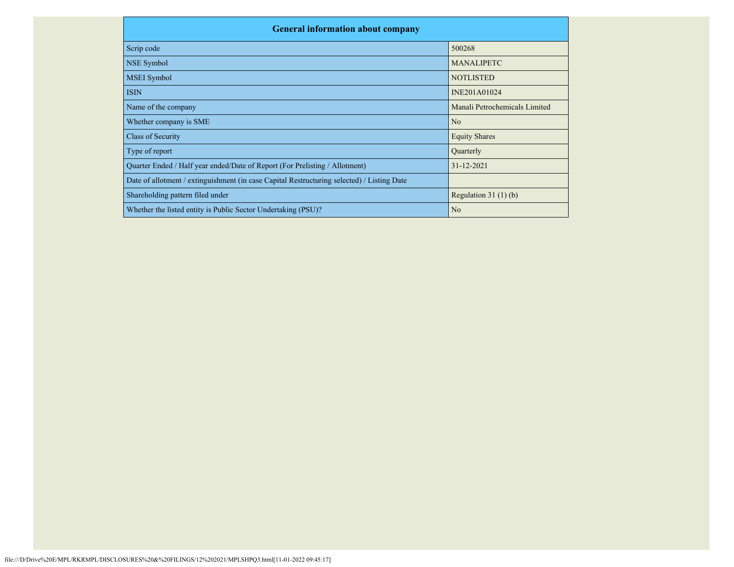| General information about company | |
| --- | --- |
| Scrip code | 500268 |
| NSE Symbol | MANALIPETC |
| MSEI Symbol | NOTLISTED |
| ISIN | INE201A01024 |
| Name of the company | Manali Petrochemicals Limited |
| Whether company is SME | No |
| Class of Security | Equity Shares |
| Type of report | Quarterly |
| Quarter Ended / Half year ended/Date of Report (For Prelisting / Allotment) | 31-12-2021 |
| Date of allotment / extinguishment (in case Capital Restructuring selected) / Listing Date | |
| Shareholding pattern filed under | Regulation 31 (1) (b) |
| Whether the listed entity is Public Sector Undertaking (PSU)? | No |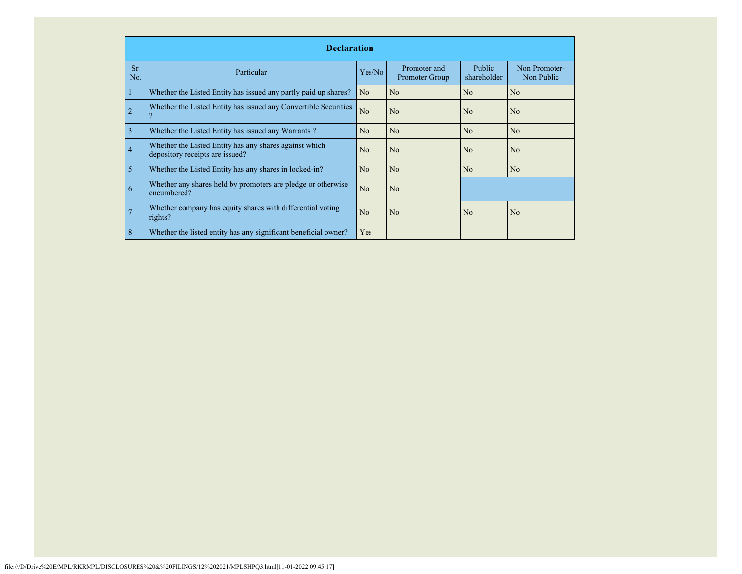| Declaration | | | | | |
|---|---|---|---|---|---|
| Sr. No. | Particular | Yes/No | Promoter and Promoter Group | Public shareholder | Non Promoter- Non Public |
| 1 | Whether the Listed Entity has issued any partly paid up shares? | No | No | No | No |
| 2 | Whether the Listed Entity has issued any Convertible Securities ? | No | No | No | No |
| 3 | Whether the Listed Entity has issued any Warrants ? | No | No | No | No |
| 4 | Whether the Listed Entity has any shares against which depository receipts are issued? | No | No | No | No |
| 5 | Whether the Listed Entity has any shares in locked-in? | No | No | No | No |
| 6 | Whether any shares held by promoters are pledge or otherwise encumbered? | No | No | | |
| 7 | Whether company has equity shares with differential voting rights? | No | No | No | No |
| 8 | Whether the listed entity has any significant beneficial owner? | Yes | | | |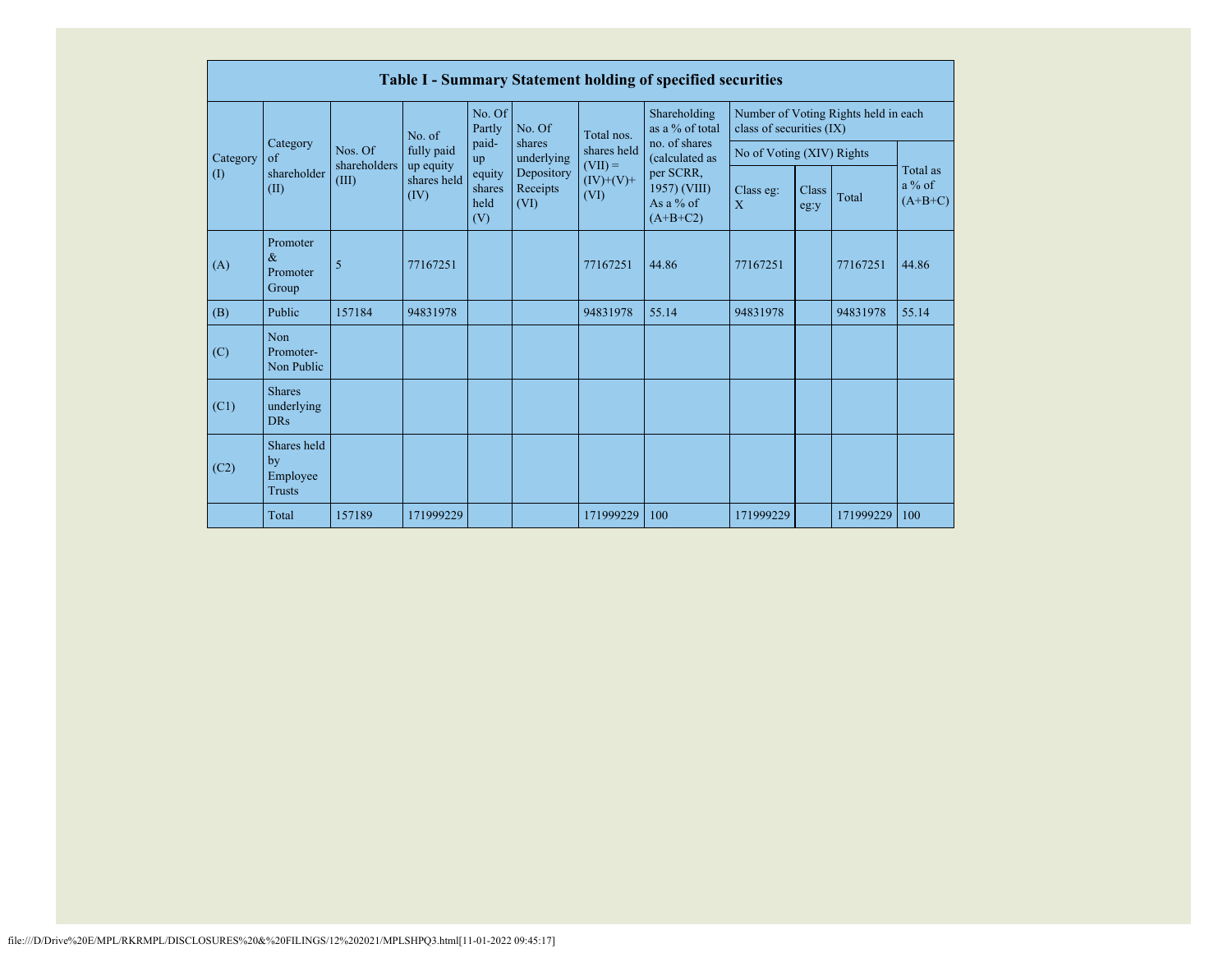| Table I - Summary Statement holding of specified securities | | | | | | | | | | | | |
|---|---|---|---|---|---|---|---|---|---|---|---|---|
| Category (I) | Category of shareholder (II) | Nos. Of shareholders (III) | No. of fully paid up equity shares held (IV) | No. Of Partly paid-up equity shares held (V) | No. Of shares underlying Depository Receipts (VI) | Total nos. shares held (VII) = (IV)+(V)+ (VI) | Shareholding as a % of total no. of shares (calculated as per SCRR, 1957) (VIII) As a % of (A+B+C2) | Number of Voting Rights held in each class of securities (IX) | | | |
| | | | | | | | | No of Voting (XIV) Rights | | | Total as a % of (A+B+C) |
| | | | | | | | | Class eg: X | Class eg:y | Total | |
| (A) | Promoter & Promoter Group | 5 | 77167251 | | | 77167251 | 44.86 | 77167251 | | 77167251 | 44.86 |
| (B) | Public | 157184 | 94831978 | | | 94831978 | 55.14 | 94831978 | | 94831978 | 55.14 |
| (C) | Non Promoter- Non Public | | | | | | | | | | |
| (C1) | Shares underlying DRs | | | | | | | | | | |
| (C2) | Shares held by Employee Trusts | | | | | | | | | | |
| | Total | 157189 | 171999229 | | | 171999229 | 100 | 171999229 | | 171999229 | 100 |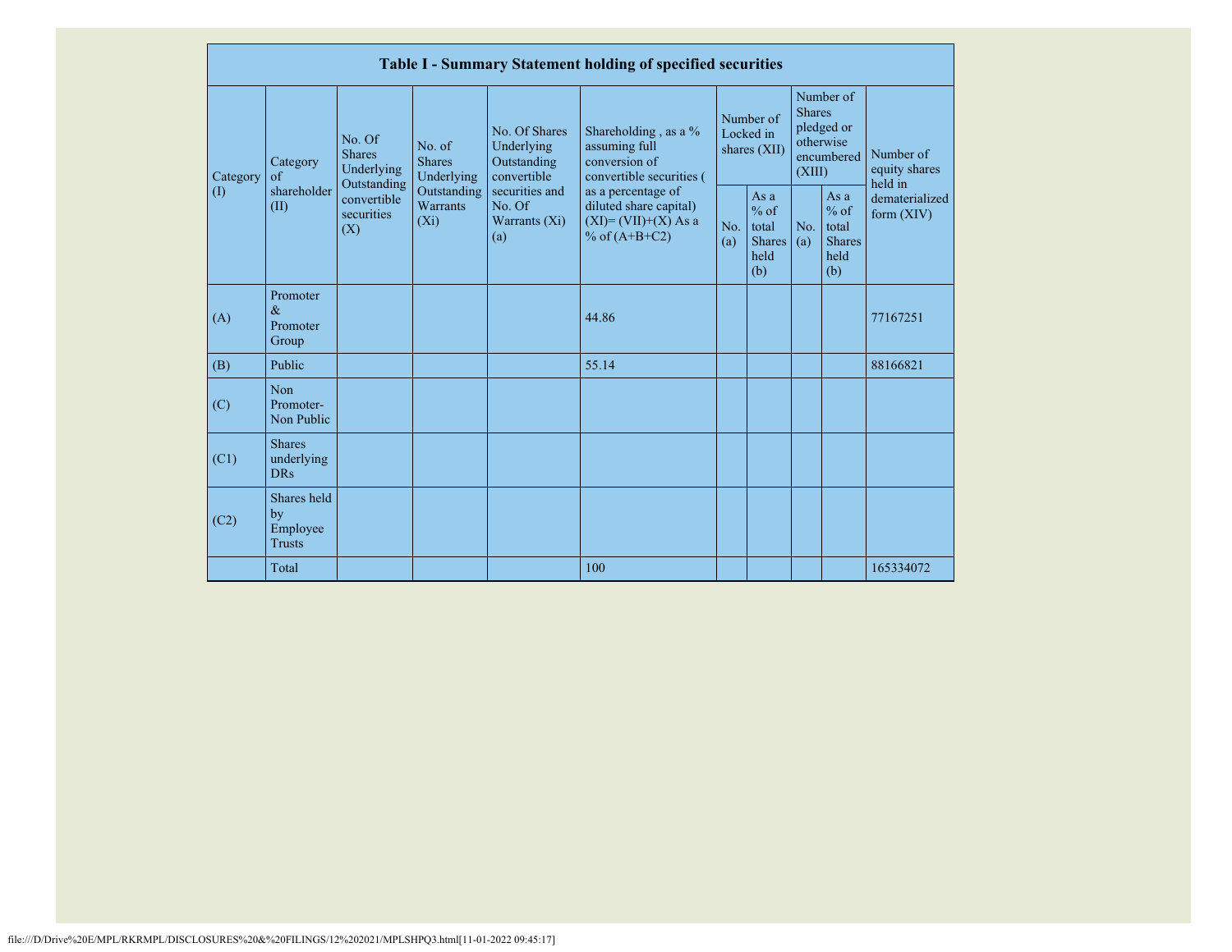| Table I - Summary Statement holding of specified securities | | | | | | | | | | |
|---|---|---|---|---|---|---|---|---|---|---|
| Category (I) | Category of shareholder (II) | No. Of Shares Underlying Outstanding convertible securities (X) | No. of Shares Underlying Outstanding Warrants (Xi) | No. Of Shares Underlying Outstanding convertible securities and No. Of Warrants (Xi) (a) | Shareholding , as a % assuming full conversion of convertible securities ( as a percentage of diluted share capital) (XI)= (VII)+(X) As a % of (A+B+C2) | Number of Locked in shares (XII) | | Number of Shares pledged or otherwise encumbered (XIII) | | Number of equity shares held in dematerialized form (XIV) |
| | | | | | | No. (a) | As a % of total Shares held (b) | No. (a) | As a % of total Shares held (b) | |
| (A) | Promoter & Promoter Group | | | | 44.86 | | | | | 77167251 |
| (B) | Public | | | | 55.14 | | | | | 88166821 |
| (C) | Non Promoter- Non Public | | | | | | | | | |
| (C1) | Shares underlying DRs | | | | | | | | | |
| (C2) | Shares held by Employee Trusts | | | | | | | | | |
| | Total | | | | 100 | | | | | 165334072 |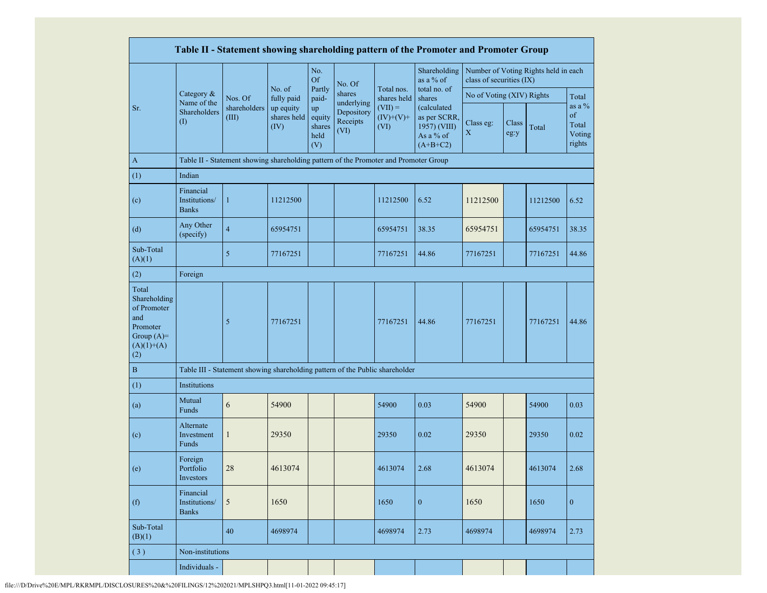| Table II - Statement showing shareholding pattern of the Promoter and Promoter Group | | | | | | | | | | | |
|---|---|---|---|---|---|---|---|---|---|---|---|
| Sr. | Category & Name of the Shareholders (I) | Nos. Of shareholders (III) | No. of fully paid up equity shares held (IV) | No. Of Partly paid-up equity shares held (V) | No. Of shares underlying Depository Receipts (VI) | Total nos. shares held (VII) = (IV)+(V)+ (VI) | Shareholding as a % of total no. of shares (calculated as per SCRR, 1957) (VIII) As a % of (A+B+C2) | Number of Voting Rights held in each class of securities (IX) | | | |
| | | | | | | | | No of Voting (XIV) Rights | | | Total as a % of Total Voting rights |
| | | | | | | | | Class eg: X | Class eg:y | Total | |
| A | Table II - Statement showing shareholding pattern of the Promoter and Promoter Group | | | | | | | | | | |
| (1) | Indian | | | | | | | | | | |
| (c) | Financial Institutions/ Banks | 1 | 11212500 | | | 11212500 | 6.52 | 11212500 | | 11212500 | 6.52 |
| (d) | Any Other (specify) | 4 | 65954751 | | | 65954751 | 38.35 | 65954751 | | 65954751 | 38.35 |
| Sub-Total (A)(1) | | 5 | 77167251 | | | 77167251 | 44.86 | 77167251 | | 77167251 | 44.86 |
| (2) | Foreign | | | | | | | | | | |
| Total Shareholding of Promoter and Promoter Group (A)= (A)(1)+(A)(2) | | 5 | 77167251 | | | 77167251 | 44.86 | 77167251 | | 77167251 | 44.86 |
| B | Table III - Statement showing shareholding pattern of the Public shareholder | | | | | | | | | | |
| (1) | Institutions | | | | | | | | | | |
| (a) | Mutual Funds | 6 | 54900 | | | 54900 | 0.03 | 54900 | | 54900 | 0.03 |
| (c) | Alternate Investment Funds | 1 | 29350 | | | 29350 | 0.02 | 29350 | | 29350 | 0.02 |
| (e) | Foreign Portfolio Investors | 28 | 4613074 | | | 4613074 | 2.68 | 4613074 | | 4613074 | 2.68 |
| (f) | Financial Institutions/ Banks | 5 | 1650 | | | 1650 | 0 | 1650 | | 1650 | 0 |
| Sub-Total (B)(1) | | 40 | 4698974 | | | 4698974 | 2.73 | 4698974 | | 4698974 | 2.73 |
| ( 3 ) | Non-institutions | | | | | | | | | | |
| | Individuals - | | | | | | | | | | |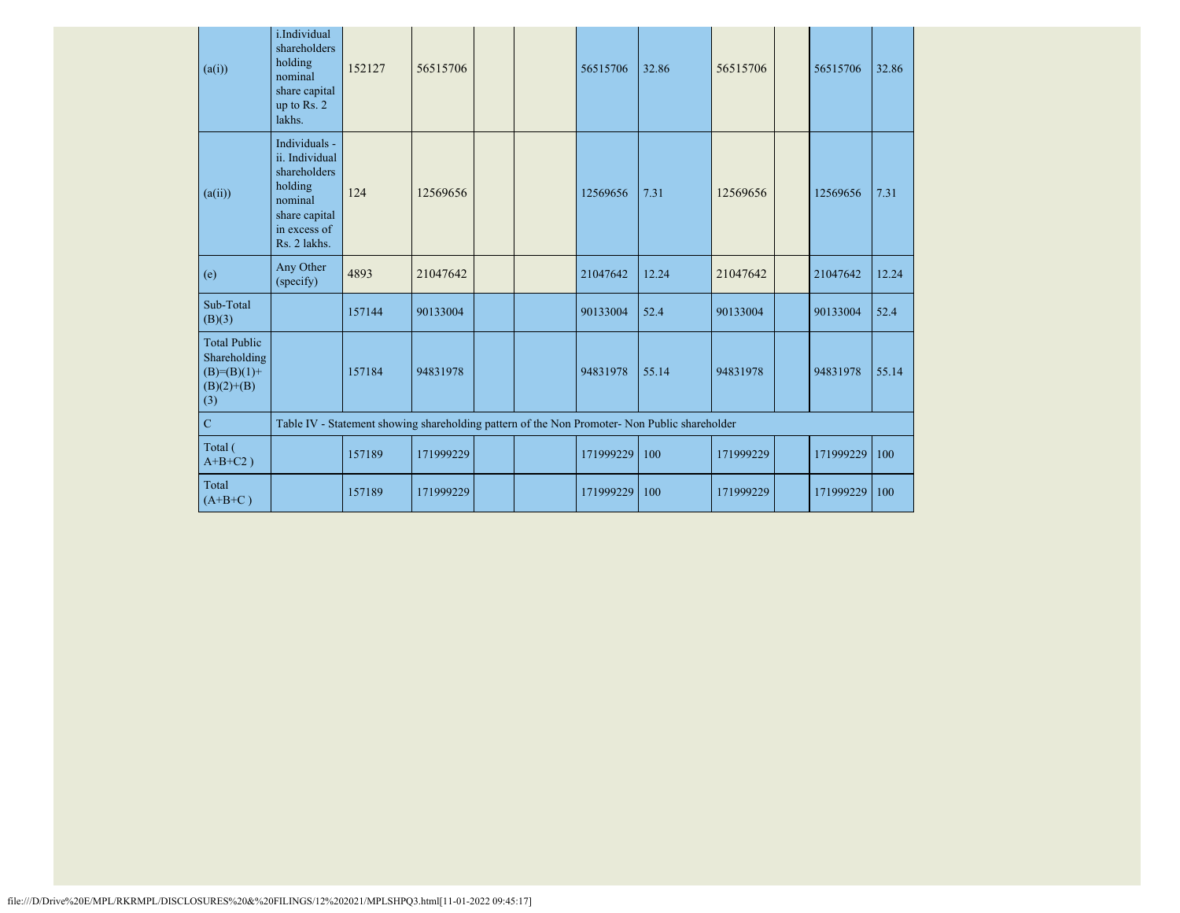| | | | | | | | | | | | |
|---|---|---|---|---|---|---|---|---|---|---|---|
| (a(i)) | i.Individual shareholders holding nominal share capital up to Rs. 2 lakhs. | 152127 | 56515706 | | | 56515706 | 32.86 | 56515706 | | 56515706 | 32.86 |
| (a(ii)) | Individuals - ii. Individual shareholders holding nominal share capital in excess of Rs. 2 lakhs. | 124 | 12569656 | | | 12569656 | 7.31 | 12569656 | | 12569656 | 7.31 |
| (e) | Any Other (specify) | 4893 | 21047642 | | | 21047642 | 12.24 | 21047642 | | 21047642 | 12.24 |
| Sub-Total (B)(3) | | 157144 | 90133004 | | | 90133004 | 52.4 | 90133004 | | 90133004 | 52.4 |
| Total Public Shareholding (B)=(B)(1)+(B)(2)+(B)(3) | | 157184 | 94831978 | | | 94831978 | 55.14 | 94831978 | | 94831978 | 55.14 |
| C | Table IV - Statement showing shareholding pattern of the Non Promoter- Non Public shareholder | | | | | | | | | | |
| Total ( A+B+C2 ) | | 157189 | 171999229 | | | 171999229 | 100 | 171999229 | | 171999229 | 100 |
| Total (A+B+C ) | | 157189 | 171999229 | | | 171999229 | 100 | 171999229 | | 171999229 | 100 |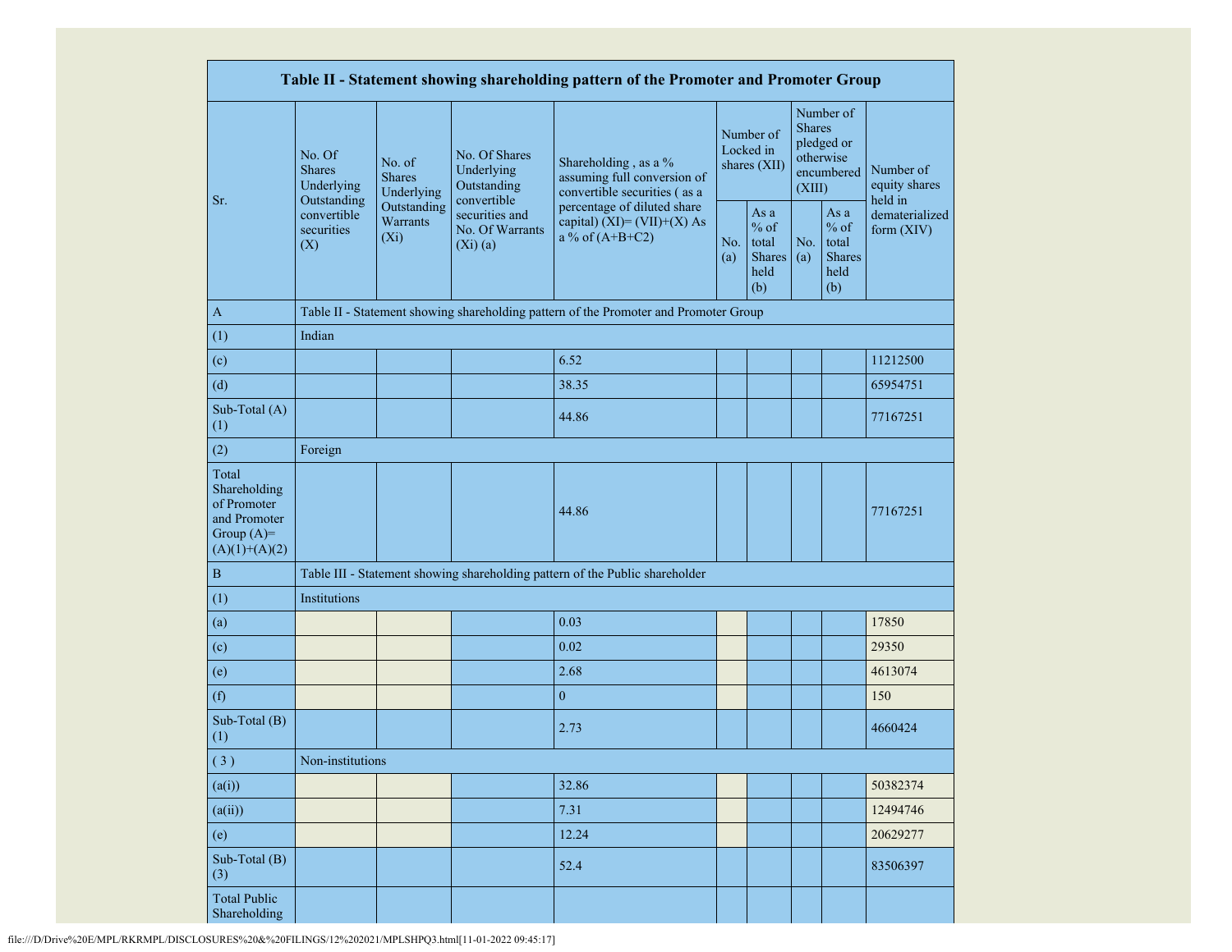| Table II - Statement showing shareholding pattern of the Promoter and Promoter Group | | | | | | | | | |
|---|---|---|---|---|---|---|---|---|---|
| Sr. | No. Of Shares Underlying Outstanding convertible securities (X) | No. of Shares Underlying Outstanding Warrants (Xi) | No. Of Shares Underlying Outstanding convertible securities and No. Of Warrants (Xi) (a) | Shareholding , as a % assuming full conversion of convertible securities ( as a percentage of diluted share capital) (XI)= (VII)+(X) As a % of (A+B+C2) | Number of Locked in shares (XII) | | Number of Shares pledged or otherwise encumbered (XIII) | | Number of equity shares held in dematerialized form (XIV) |
| | | | | | No. (a) | As a % of total Shares held (b) | No. (a) | As a % of total Shares held (b) | |
| A | Table II - Statement showing shareholding pattern of the Promoter and Promoter Group | | | | | | | | |
| (1) | Indian | | | | | | | | |
| (c) | | | | 6.52 | | | | | 11212500 |
| (d) | | | | 38.35 | | | | | 65954751 |
| Sub-Total (A) (1) | | | | 44.86 | | | | | 77167251 |
| (2) | Foreign | | | | | | | | |
| Total Shareholding of Promoter and Promoter Group (A)= (A)(1)+(A)(2) | | | | 44.86 | | | | | 77167251 |
| B | Table III - Statement showing shareholding pattern of the Public shareholder | | | | | | | | |
| (1) | Institutions | | | | | | | | |
| (a) | | | | 0.03 | | | | | 17850 |
| (c) | | | | 0.02 | | | | | 29350 |
| (e) | | | | 2.68 | | | | | 4613074 |
| (f) | | | | 0 | | | | | 150 |
| Sub-Total (B) (1) | | | | 2.73 | | | | | 4660424 |
| ( 3 ) | Non-institutions | | | | | | | | |
| (a(i)) | | | | 32.86 | | | | | 50382374 |
| (a(ii)) | | | | 7.31 | | | | | 12494746 |
| (e) | | | | 12.24 | | | | | 20629277 |
| Sub-Total (B) (3) | | | | 52.4 | | | | | 83506397 |
| Total Public Shareholding | | | | | | | | | |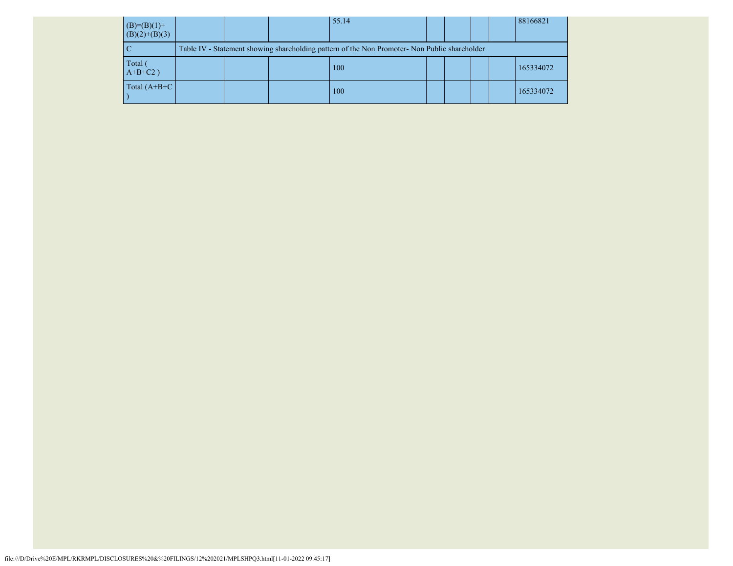| | | | | | | | | |
|---|---|---|---|---|---|---|---|---|
| (B)=(B)(1)+(B)(2)+(B)(3) | | | 55.14 | | | | | 88166821 |
| C | Table IV - Statement showing shareholding pattern of the Non Promoter- Non Public shareholder | | | | | | | |
| Total ( A+B+C2 ) | | | 100 | | | | | 165334072 |
| Total (A+B+C ) | | | 100 | | | | | 165334072 |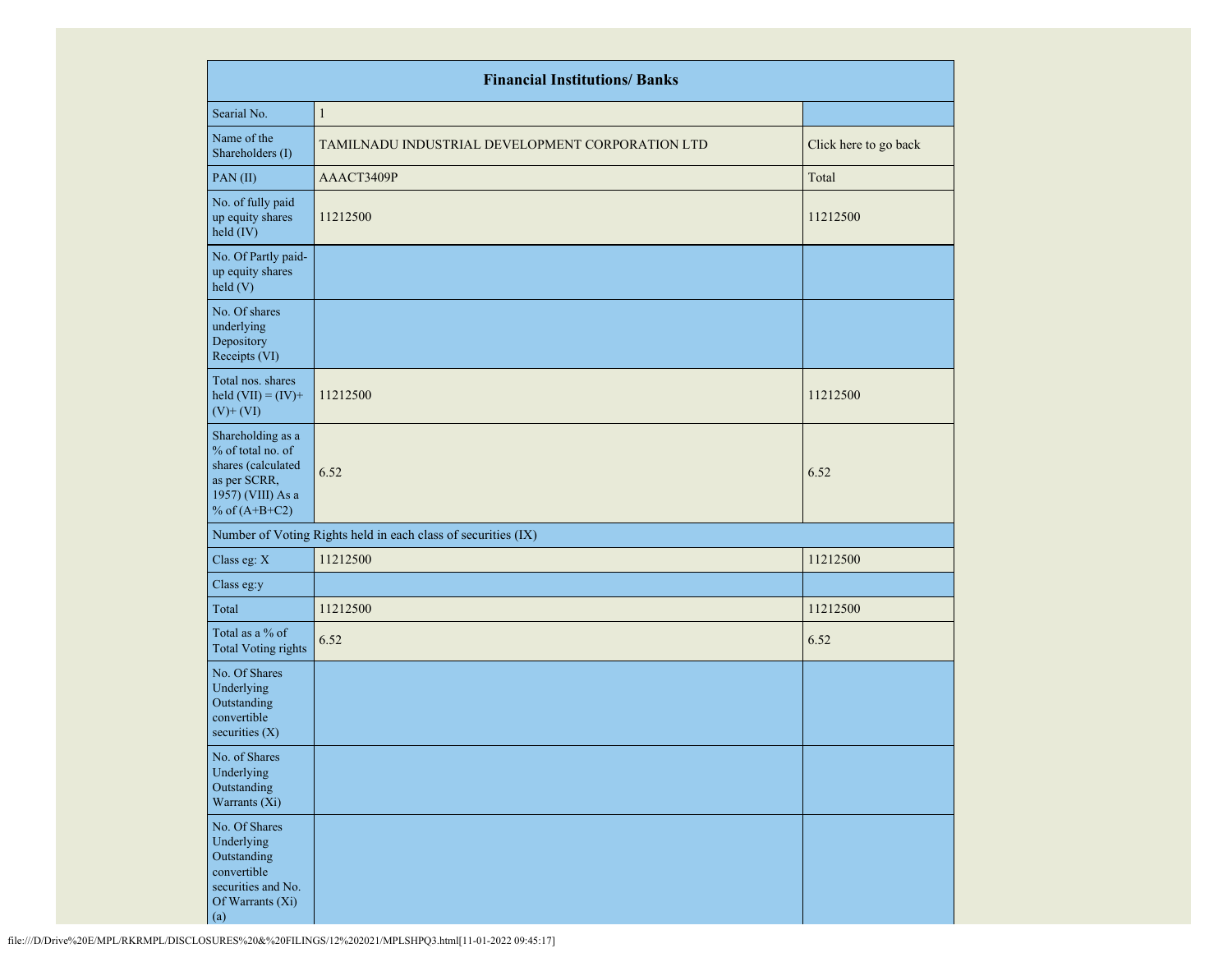| Financial Institutions/ Banks | | |
|---|---|---|
| Searial No. | 1 | |
| Name of the Shareholders (I) | TAMILNADU INDUSTRIAL DEVELOPMENT CORPORATION LTD | Click here to go back |
| PAN (II) | AAACT3409P | Total |
| No. of fully paid up equity shares held (IV) | 11212500 | 11212500 |
| No. Of Partly paid-up equity shares held (V) | | |
| No. Of shares underlying Depository Receipts (VI) | | |
| Total nos. shares held (VII) = (IV)+ (V)+ (VI) | 11212500 | 11212500 |
| Shareholding as a % of total no. of shares (calculated as per SCRR, 1957) (VIII) As a % of (A+B+C2) | 6.52 | 6.52 |
| Number of Voting Rights held in each class of securities (IX) | | |
| Class eg: X | 11212500 | 11212500 |
| Class eg:y | | |
| Total | 11212500 | 11212500 |
| Total as a % of Total Voting rights | 6.52 | 6.52 |
| No. Of Shares Underlying Outstanding convertible securities (X) | | |
| No. of Shares Underlying Outstanding Warrants (Xi) | | |
| No. Of Shares Underlying Outstanding convertible securities and No. Of Warrants (Xi) (a) | | |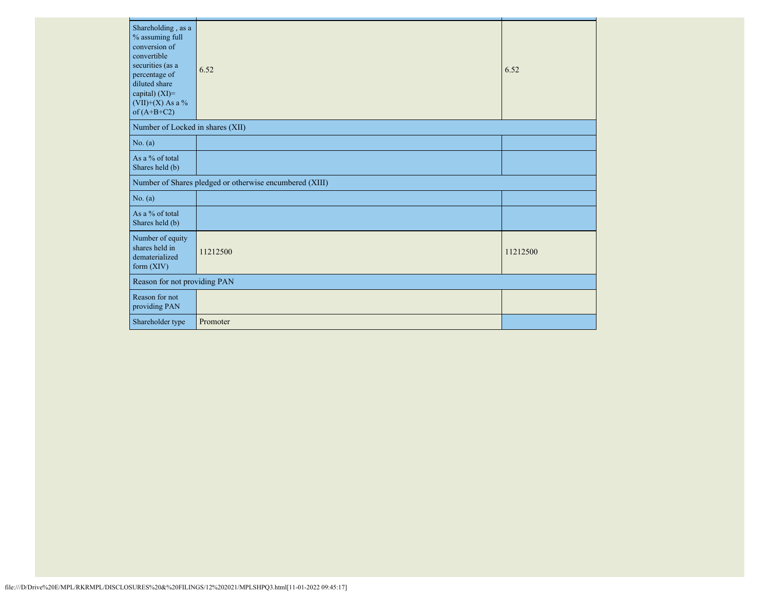| | | |
|---|---|---|
| Shareholding , as a % assuming full conversion of convertible securities (as a percentage of diluted share capital) (XI)= (VII)+(X) As a % of (A+B+C2) | 6.52 | 6.52 |
| Number of Locked in shares (XII) | | |
| No. (a) | | |
| As a % of total Shares held (b) | | |
| Number of Shares pledged or otherwise encumbered (XIII) | | |
| No. (a) | | |
| As a % of total Shares held (b) | | |
| Number of equity shares held in dematerialized form (XIV) | 11212500 | 11212500 |
| Reason for not providing PAN | | |
| Reason for not providing PAN | | |
| Shareholder type | Promoter | |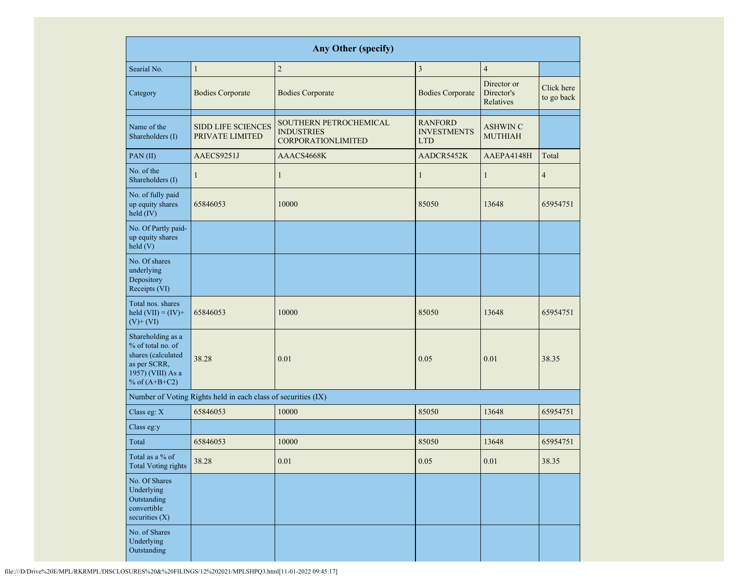| Any Other (specify) | | | | | |
|---|---|---|---|---|---|
| Searial No. | 1 | 2 | 3 | 4 | |
| Category | Bodies Corporate | Bodies Corporate | Bodies Corporate | Director or Director's Relatives | Click here to go back |
| | | | | | |
| Name of the Shareholders (I) | SIDD LIFE SCIENCES PRIVATE LIMITED | SOUTHERN PETROCHEMICAL INDUSTRIES CORPORATIONLIMITED | RANFORD INVESTMENTS LTD | ASHWIN C MUTHIAH | |
| PAN (II) | AAECS9251J | AAACS4668K | AADCR5452K | AAEPA4148H | Total |
| No. of the Shareholders (I) | 1 | 1 | 1 | 1 | 4 |
| No. of fully paid up equity shares held (IV) | 65846053 | 10000 | 85050 | 13648 | 65954751 |
| No. Of Partly paid-up equity shares held (V) | | | | | |
| No. Of shares underlying Depository Receipts (VI) | | | | | |
| Total nos. shares held (VII) = (IV)+ (V)+ (VI) | 65846053 | 10000 | 85050 | 13648 | 65954751 |
| Shareholding as a % of total no. of shares (calculated as per SCRR, 1957) (VIII) As a % of (A+B+C2) | 38.28 | 0.01 | 0.05 | 0.01 | 38.35 |
| Number of Voting Rights held in each class of securities (IX) | | | | | |
| Class eg: X | 65846053 | 10000 | 85050 | 13648 | 65954751 |
| Class eg:y | | | | | |
| Total | 65846053 | 10000 | 85050 | 13648 | 65954751 |
| Total as a % of Total Voting rights | 38.28 | 0.01 | 0.05 | 0.01 | 38.35 |
| No. Of Shares Underlying Outstanding convertible securities (X) | | | | | |
| No. of Shares Underlying Outstanding | | | | | |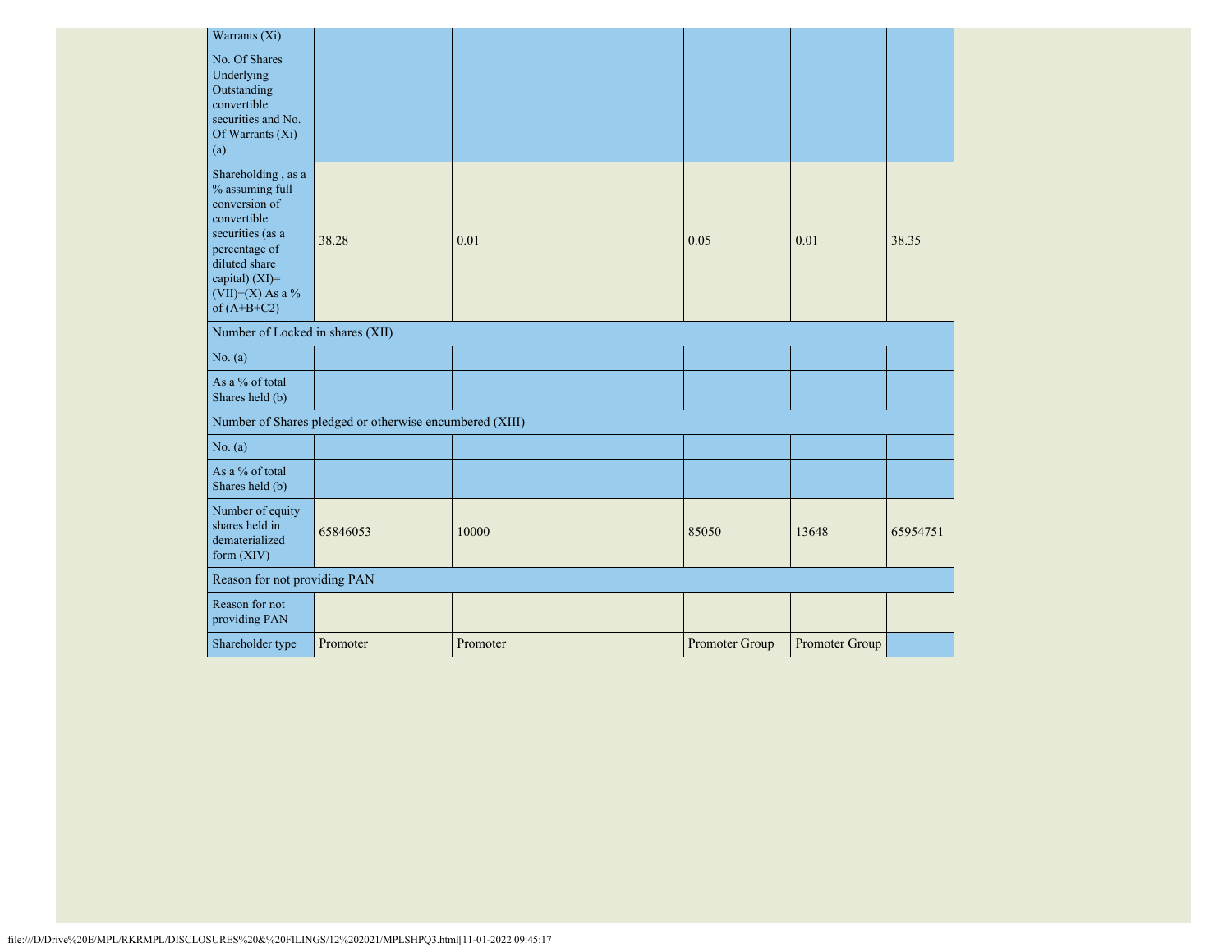| Warrants (Xi) | | | | | |
|---|---|---|---|---|---|
| No. Of Shares Underlying Outstanding convertible securities and No. Of Warrants (Xi) (a) | | | | | |
| Shareholding , as a % assuming full conversion of convertible securities (as a percentage of diluted share capital) (XI)= (VII)+(X) As a % of (A+B+C2) | 38.28 | 0.01 | 0.05 | 0.01 | 38.35 |
| Number of Locked in shares (XII) | | | | | |
| No. (a) | | | | | |
| As a % of total Shares held (b) | | | | | |
| Number of Shares pledged or otherwise encumbered (XIII) | | | | | |
| No. (a) | | | | | |
| As a % of total Shares held (b) | | | | | |
| Number of equity shares held in dematerialized form (XIV) | 65846053 | 10000 | 85050 | 13648 | 65954751 |
| Reason for not providing PAN | | | | | |
| Reason for not providing PAN | | | | | |
| Shareholder type | Promoter | Promoter | Promoter Group | Promoter Group | |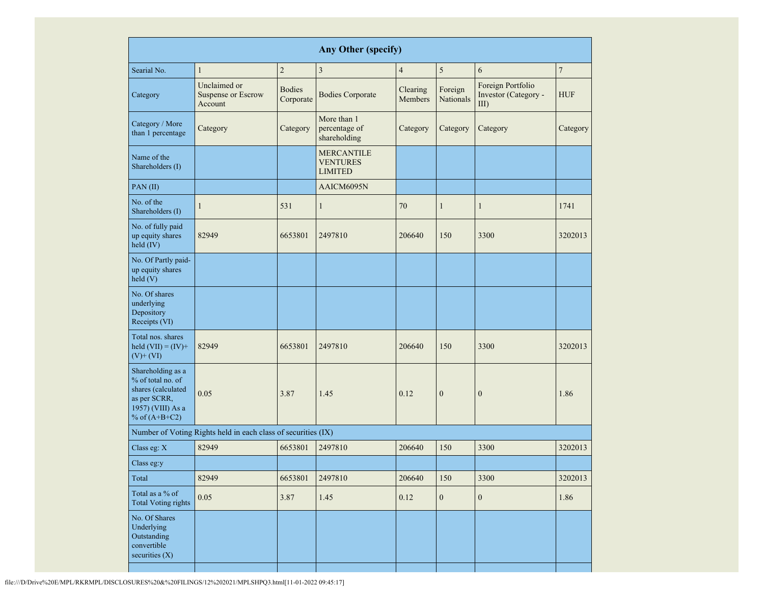| Any Other (specify) | | | | | | | |
|---|---|---|---|---|---|---|---|
| Searial No. | 1 | 2 | 3 | 4 | 5 | 6 | 7 |
| Category | Unclaimed or Suspense or Escrow Account | Bodies Corporate | Bodies Corporate | Clearing Members | Foreign Nationals | Foreign Portfolio Investor (Category - III) | HUF |
| Category / More than 1 percentage | Category | Category | More than 1 percentage of shareholding | Category | Category | Category | Category |
| Name of the Shareholders (I) | | | MERCANTILE VENTURES LIMITED | | | | |
| PAN (II) | | | AAICM6095N | | | | |
| No. of the Shareholders (I) | 1 | 531 | 1 | 70 | 1 | 1 | 1741 |
| No. of fully paid up equity shares held (IV) | 82949 | 6653801 | 2497810 | 206640 | 150 | 3300 | 3202013 |
| No. Of Partly paid-up equity shares held (V) | | | | | | | |
| No. Of shares underlying Depository Receipts (VI) | | | | | | | |
| Total nos. shares held (VII) = (IV)+ (V)+ (VI) | 82949 | 6653801 | 2497810 | 206640 | 150 | 3300 | 3202013 |
| Shareholding as a % of total no. of shares (calculated as per SCRR, 1957) (VIII) As a % of (A+B+C2) | 0.05 | 3.87 | 1.45 | 0.12 | 0 | 0 | 1.86 |
| Number of Voting Rights held in each class of securities (IX) | | | | | | | |
| Class eg: X | 82949 | 6653801 | 2497810 | 206640 | 150 | 3300 | 3202013 |
| Class eg:y | | | | | | | |
| Total | 82949 | 6653801 | 2497810 | 206640 | 150 | 3300 | 3202013 |
| Total as a % of Total Voting rights | 0.05 | 3.87 | 1.45 | 0.12 | 0 | 0 | 1.86 |
| No. Of Shares Underlying Outstanding convertible securities (X) | | | | | | | |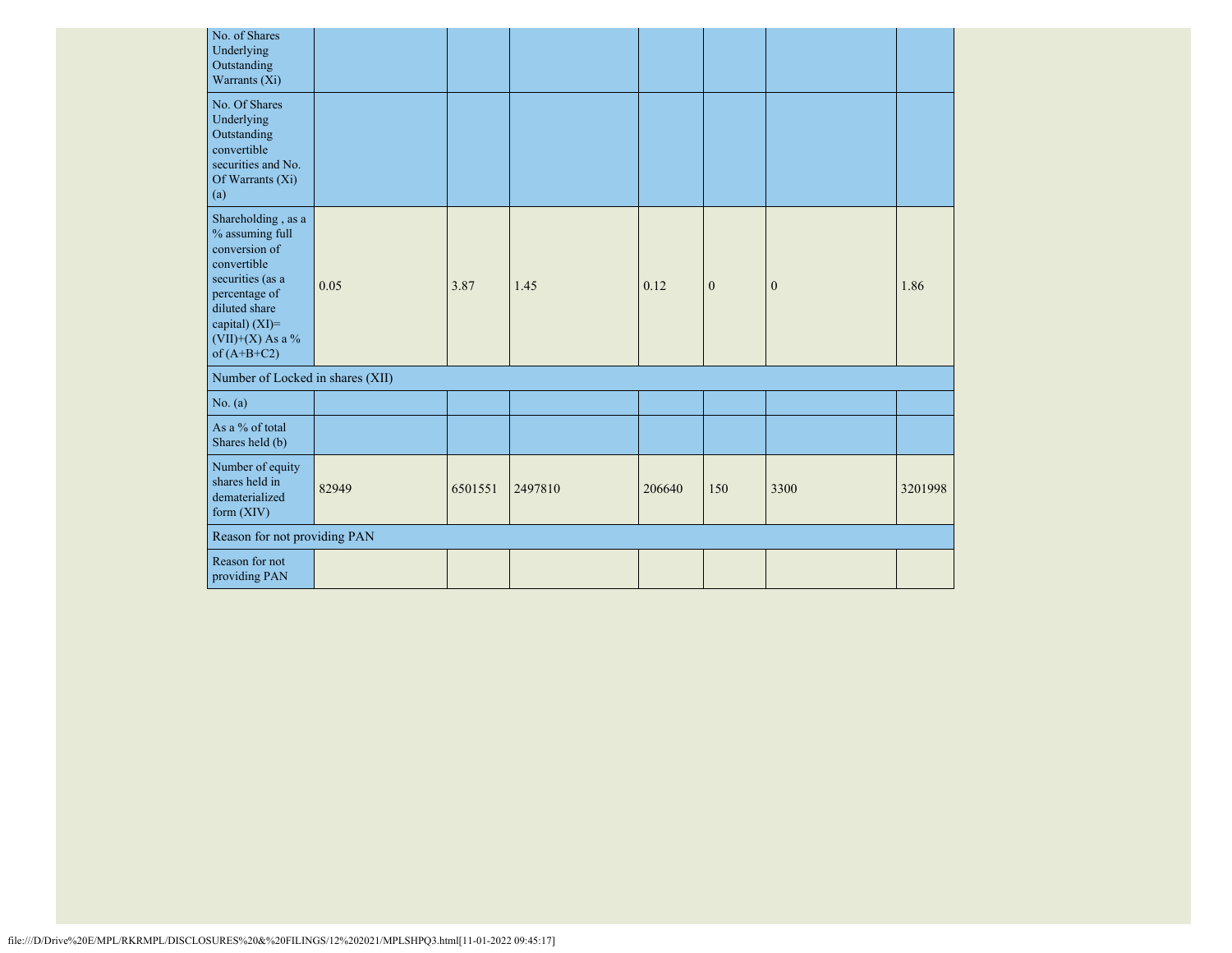| | | | | | | | |
|---|---|---|---|---|---|---|---|
| No. of Shares Underlying Outstanding Warrants (Xi) | | | | | | | |
| No. Of Shares Underlying Outstanding convertible securities and No. Of Warrants (Xi) (a) | | | | | | | |
| Shareholding , as a % assuming full conversion of convertible securities (as a percentage of diluted share capital) (XI)= (VII)+(X) As a % of (A+B+C2) | 0.05 | 3.87 | 1.45 | 0.12 | 0 | 0 | 1.86 |
| Number of Locked in shares (XII) | | | | | | | |
| No. (a) | | | | | | | |
| As a % of total Shares held (b) | | | | | | | |
| Number of equity shares held in dematerialized form (XIV) | 82949 | 6501551 | 2497810 | 206640 | 150 | 3300 | 3201998 |
| Reason for not providing PAN | | | | | | | |
| Reason for not providing PAN | | | | | | | |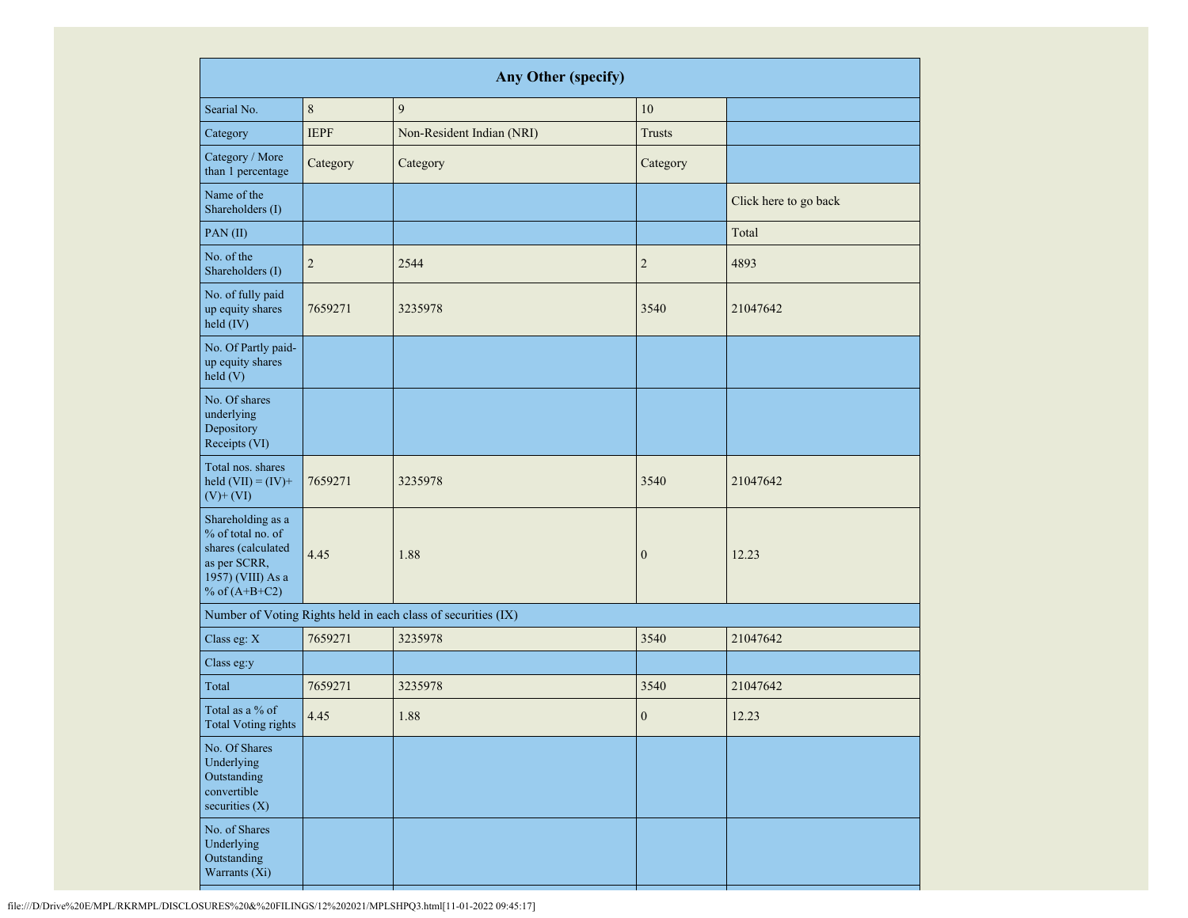| Any Other (specify) | | | | |
|---|---|---|---|---|
| Searial No. | 8 | 9 | 10 | |
| Category | IEPF | Non-Resident Indian (NRI) | Trusts | |
| Category / More than 1 percentage | Category | Category | Category | |
| Name of the Shareholders (I) | | | | Click here to go back |
| PAN (II) | | | | Total |
| No. of the Shareholders (I) | 2 | 2544 | 2 | 4893 |
| No. of fully paid up equity shares held (IV) | 7659271 | 3235978 | 3540 | 21047642 |
| No. Of Partly paid-up equity shares held (V) | | | | |
| No. Of shares underlying Depository Receipts (VI) | | | | |
| Total nos. shares held (VII) = (IV)+ (V)+ (VI) | 7659271 | 3235978 | 3540 | 21047642 |
| Shareholding as a % of total no. of shares (calculated as per SCRR, 1957) (VIII) As a % of (A+B+C2) | 4.45 | 1.88 | 0 | 12.23 |
| Number of Voting Rights held in each class of securities (IX) | | | | |
| Class eg: X | 7659271 | 3235978 | 3540 | 21047642 |
| Class eg:y | | | | |
| Total | 7659271 | 3235978 | 3540 | 21047642 |
| Total as a % of Total Voting rights | 4.45 | 1.88 | 0 | 12.23 |
| No. Of Shares Underlying Outstanding convertible securities (X) | | | | |
| No. of Shares Underlying Outstanding Warrants (Xi) | | | | |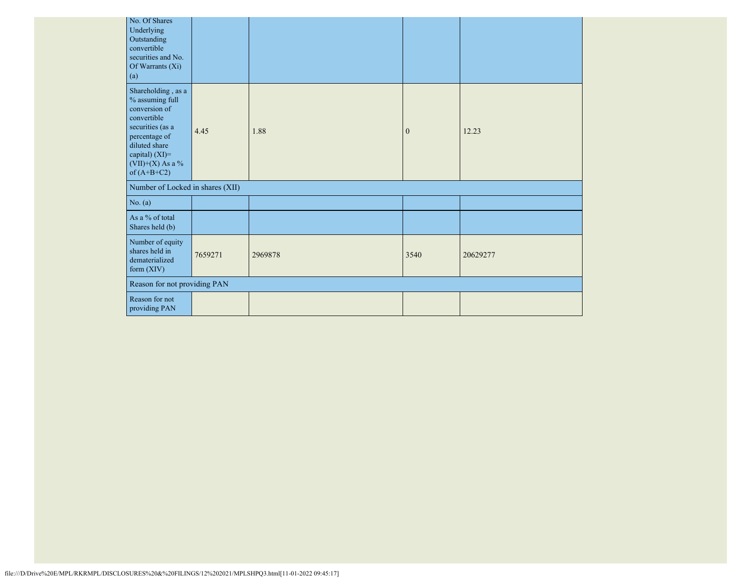| No. Of Shares Underlying Outstanding convertible securities and No. Of Warrants (Xi) (a) | | | | |
| --- | --- | --- | --- | --- |
| Shareholding , as a % assuming full conversion of convertible securities (as a percentage of diluted share capital) (XI)= (VII)+(X) As a % of (A+B+C2) | 4.45 | 1.88 | 0 | 12.23 |
| Number of Locked in shares (XII) | | | | |
| No. (a) | | | | |
| As a % of total Shares held (b) | | | | |
| Number of equity shares held in dematerialized form (XIV) | 7659271 | 2969878 | 3540 | 20629277 |
| Reason for not providing PAN | | | | |
| Reason for not providing PAN | | | | |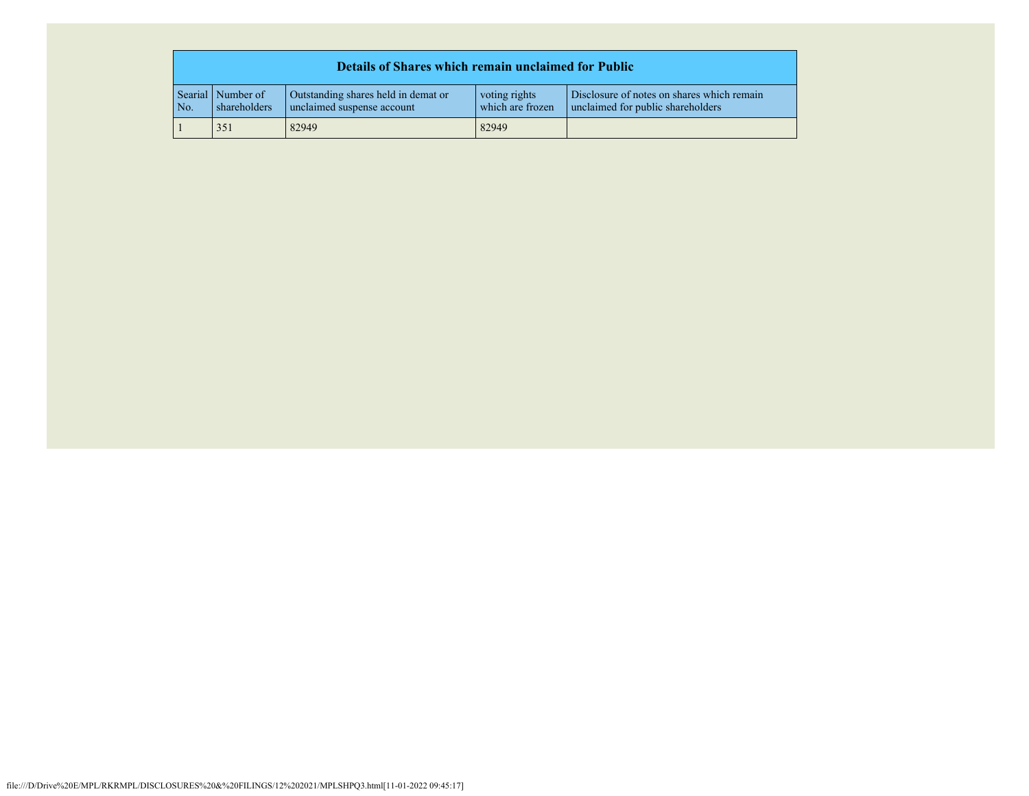| Details of Shares which remain unclaimed for Public | | | | |
|---|---|---|---|---|
| Searial No. | Number of shareholders | Outstanding shares held in demat or unclaimed suspense account | voting rights which are frozen | Disclosure of notes on shares which remain unclaimed for public shareholders |
| 1 | 351 | 82949 | 82949 | |